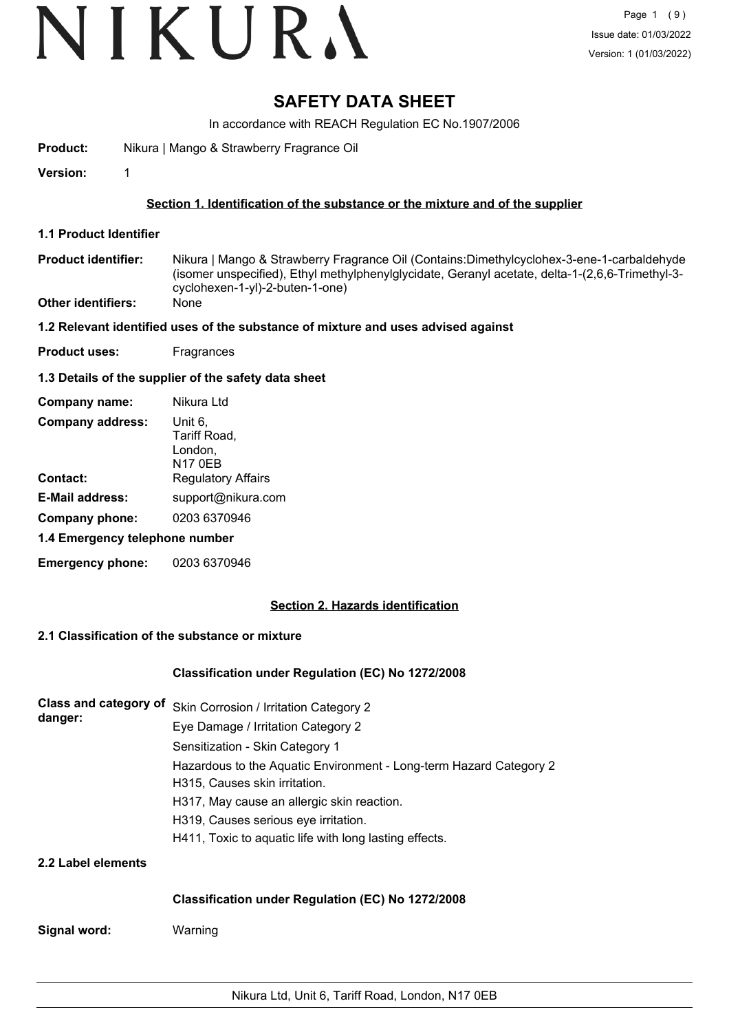# SAFETY DATA SHEET

In accordance with REACH Regulation EC No.1907/2006

**Product:** Nikura | Mango & Strawberry Fragrance Oil

**Version:** 1

## Section 1. Identification of the substance or the mixture and of the supplier

### 1.1 Product Identifier

**Product identifier:** Nikura | Mango & Strawberry Fragrance Oil (Contains:Dimethylcyclohex-3-ene-1-carbaldehyde (isomer unspecified), Ethyl methylphenylglycidate, Geranyl acetate, delta-1-(2,6,6-Trimethyl-3-cyclohexen-1-yl)-2-buten-1-one)

**Other identifiers:** None

### 1.2 Relevant identified uses of the substance of mixture and uses advised against

**Product uses:** Fragrances

### 1.3 Details of the supplier of the safety data sheet

**Company name:** Nikura Ltd

**Company address:** Unit 6, Tariff Road, London, N17 0EB

**Contact:** Regulatory Affairs

**E-Mail address:** support@nikura.com

**Company phone:** 0203 6370946

### 1.4 Emergency telephone number

**Emergency phone:** 0203 6370946

## Section 2. Hazards identification

### 2.1 Classification of the substance or mixture

**Classification under Regulation (EC) No 1272/2008**

**Class and category of danger:**

Skin Corrosion / Irritation Category 2
Eye Damage / Irritation Category 2
Sensitization - Skin Category 1
Hazardous to the Aquatic Environment - Long-term Hazard Category 2
H315, Causes skin irritation.
H317, May cause an allergic skin reaction.
H319, Causes serious eye irritation.
H411, Toxic to aquatic life with long lasting effects.

### 2.2 Label elements

**Classification under Regulation (EC) No 1272/2008**

**Signal word:** Warning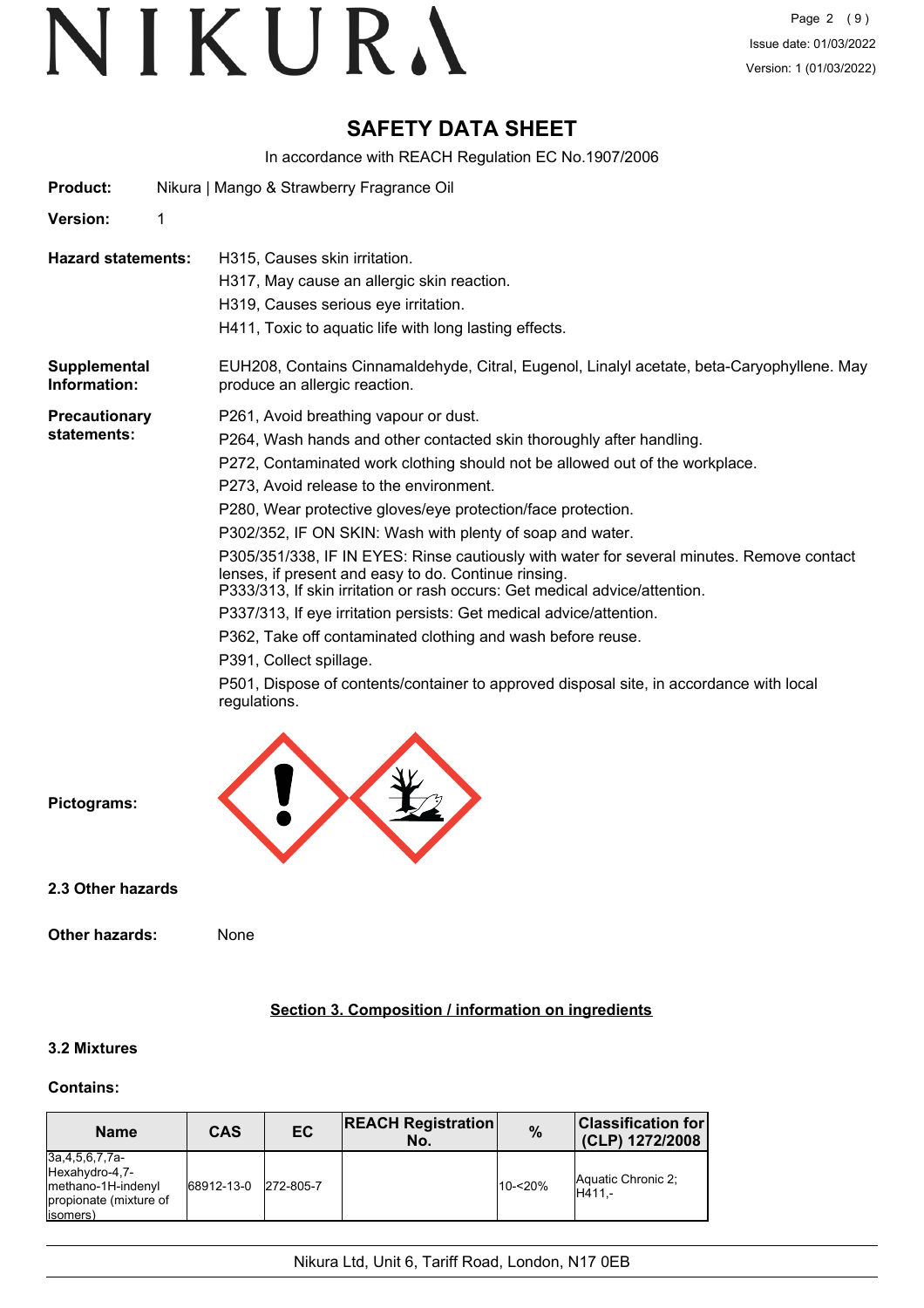# SAFETY DATA SHEET

In accordance with REACH Regulation EC No.1907/2006

**Product:** Nikura | Mango & Strawberry Fragrance Oil

**Version:** 1

**Hazard statements:**

H315, Causes skin irritation.

H317, May cause an allergic skin reaction.

H319, Causes serious eye irritation.

H411, Toxic to aquatic life with long lasting effects.

**Supplemental Information:** EUH208, Contains Cinnamaldehyde, Citral, Eugenol, Linalyl acetate, beta-Caryophyllene. May produce an allergic reaction.

**Precautionary statements:**

P261, Avoid breathing vapour or dust.

P264, Wash hands and other contacted skin thoroughly after handling.

P272, Contaminated work clothing should not be allowed out of the workplace.

P273, Avoid release to the environment.

P280, Wear protective gloves/eye protection/face protection.

P302/352, IF ON SKIN: Wash with plenty of soap and water.

P305/351/338, IF IN EYES: Rinse cautiously with water for several minutes. Remove contact lenses, if present and easy to do. Continue rinsing.
P333/313, If skin irritation or rash occurs: Get medical advice/attention.

P337/313, If eye irritation persists: Get medical advice/attention.

P362, Take off contaminated clothing and wash before reuse.

P391, Collect spillage.

P501, Dispose of contents/container to approved disposal site, in accordance with local regulations.

**Pictograms:**

### 2.3 Other hazards

**Other hazards:** None

## Section 3. Composition / information on ingredients

### 3.2 Mixtures

**Contains:**

| Name | CAS | EC | REACH Registration No. | % | Classification for (CLP) 1272/2008 |
|---|---|---|---|---|---|
| 3a,4,5,6,7,7a-Hexahydro-4,7-methano-1H-indenyl propionate (mixture of isomers) | 68912-13-0 | 272-805-7 | | 10-<20% | Aquatic Chronic 2;<br>H411,- |

Nikura Ltd, Unit 6, Tariff Road, London, N17 0EB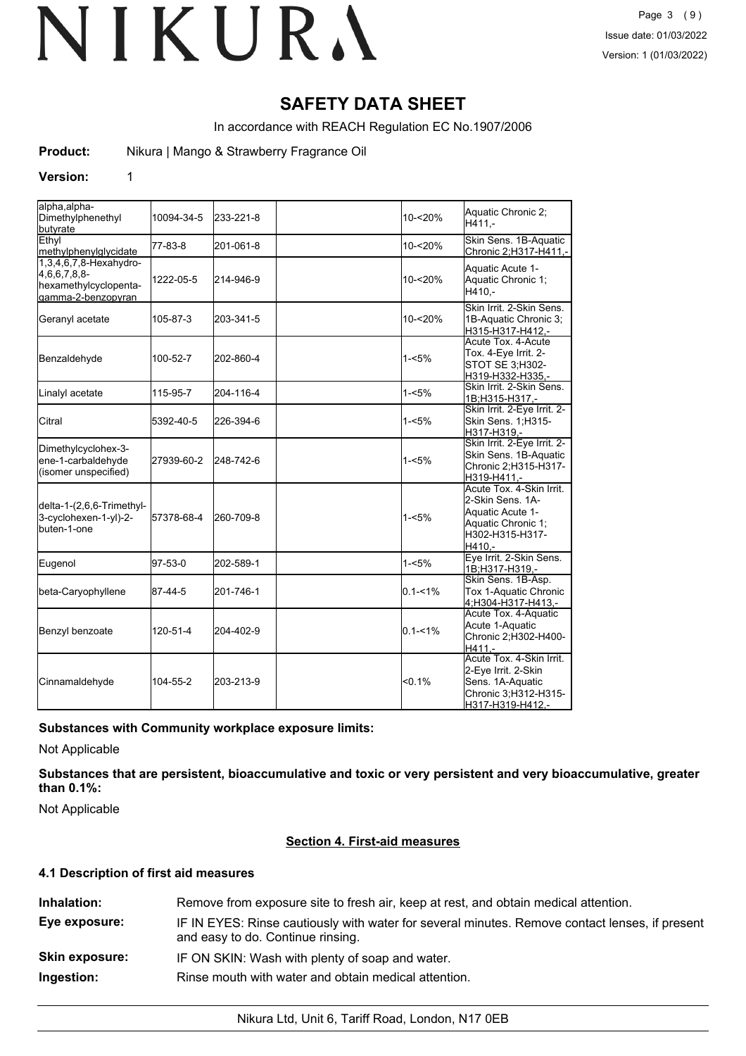# SAFETY DATA SHEET

In accordance with REACH Regulation EC No.1907/2006

**Product:** Nikura | Mango & Strawberry Fragrance Oil

**Version:** 1

| | | | | | |
|---|---|---|---|---|---|
| alpha,alpha-Dimethylphenethyl butyrate | 10094-34-5 | 233-221-8 | | 10-<20% | Aquatic Chronic 2; H411,- |
| Ethyl methylphenylglycidate | 77-83-8 | 201-061-8 | | 10-<20% | Skin Sens. 1B-Aquatic Chronic 2;H317-H411,- |
| 1,3,4,6,7,8-Hexahydro-4,6,6,7,8,8-hexamethylcyclopenta-gamma-2-benzopyran | 1222-05-5 | 214-946-9 | | 10-<20% | Aquatic Acute 1-Aquatic Chronic 1; H410,- |
| Geranyl acetate | 105-87-3 | 203-341-5 | | 10-<20% | Skin Irrit. 2-Skin Sens. 1B-Aquatic Chronic 3; H315-H317-H412,- |
| Benzaldehyde | 100-52-7 | 202-860-4 | | 1-<5% | Acute Tox. 4-Acute Tox. 4-Eye Irrit. 2-STOT SE 3;H302-H319-H332-H335,- |
| Linalyl acetate | 115-95-7 | 204-116-4 | | 1-<5% | Skin Irrit. 2-Skin Sens. 1B;H315-H317,- |
| Citral | 5392-40-5 | 226-394-6 | | 1-<5% | Skin Irrit. 2-Eye Irrit. 2-Skin Sens. 1;H315-H317-H319,- |
| Dimethylcyclohex-3-ene-1-carbaldehyde (isomer unspecified) | 27939-60-2 | 248-742-6 | | 1-<5% | Skin Irrit. 2-Eye Irrit. 2-Skin Sens. 1B-Aquatic Chronic 2;H315-H317-H319-H411,- |
| delta-1-(2,6,6-Trimethyl-3-cyclohexen-1-yl)-2-buten-1-one | 57378-68-4 | 260-709-8 | | 1-<5% | Acute Tox. 4-Skin Irrit. 2-Skin Sens. 1A-Aquatic Acute 1-Aquatic Chronic 1; H302-H315-H317-H410,- |
| Eugenol | 97-53-0 | 202-589-1 | | 1-<5% | Eye Irrit. 2-Skin Sens. 1B;H317-H319,- |
| beta-Caryophyllene | 87-44-5 | 201-746-1 | | 0.1-<1% | Skin Sens. 1B-Asp. Tox 1-Aquatic Chronic 4;H304-H317-H413,- |
| Benzyl benzoate | 120-51-4 | 204-402-9 | | 0.1-<1% | Acute Tox. 4-Aquatic Acute 1-Aquatic Chronic 2;H302-H400-H411,- |
| Cinnamaldehyde | 104-55-2 | 203-213-9 | | <0.1% | Acute Tox. 4-Skin Irrit. 2-Eye Irrit. 2-Skin Sens. 1A-Aquatic Chronic 3;H312-H315-H317-H319-H412,- |

**Substances with Community workplace exposure limits:**

Not Applicable

**Substances that are persistent, bioaccumulative and toxic or very persistent and very bioaccumulative, greater than 0.1%:**

Not Applicable

## Section 4. First-aid measures

### 4.1 Description of first aid measures

**Inhalation:** Remove from exposure site to fresh air, keep at rest, and obtain medical attention.

**Eye exposure:** IF IN EYES: Rinse cautiously with water for several minutes. Remove contact lenses, if present and easy to do. Continue rinsing.

**Skin exposure:** IF ON SKIN: Wash with plenty of soap and water.

**Ingestion:** Rinse mouth with water and obtain medical attention.

Nikura Ltd, Unit 6, Tariff Road, London, N17 0EB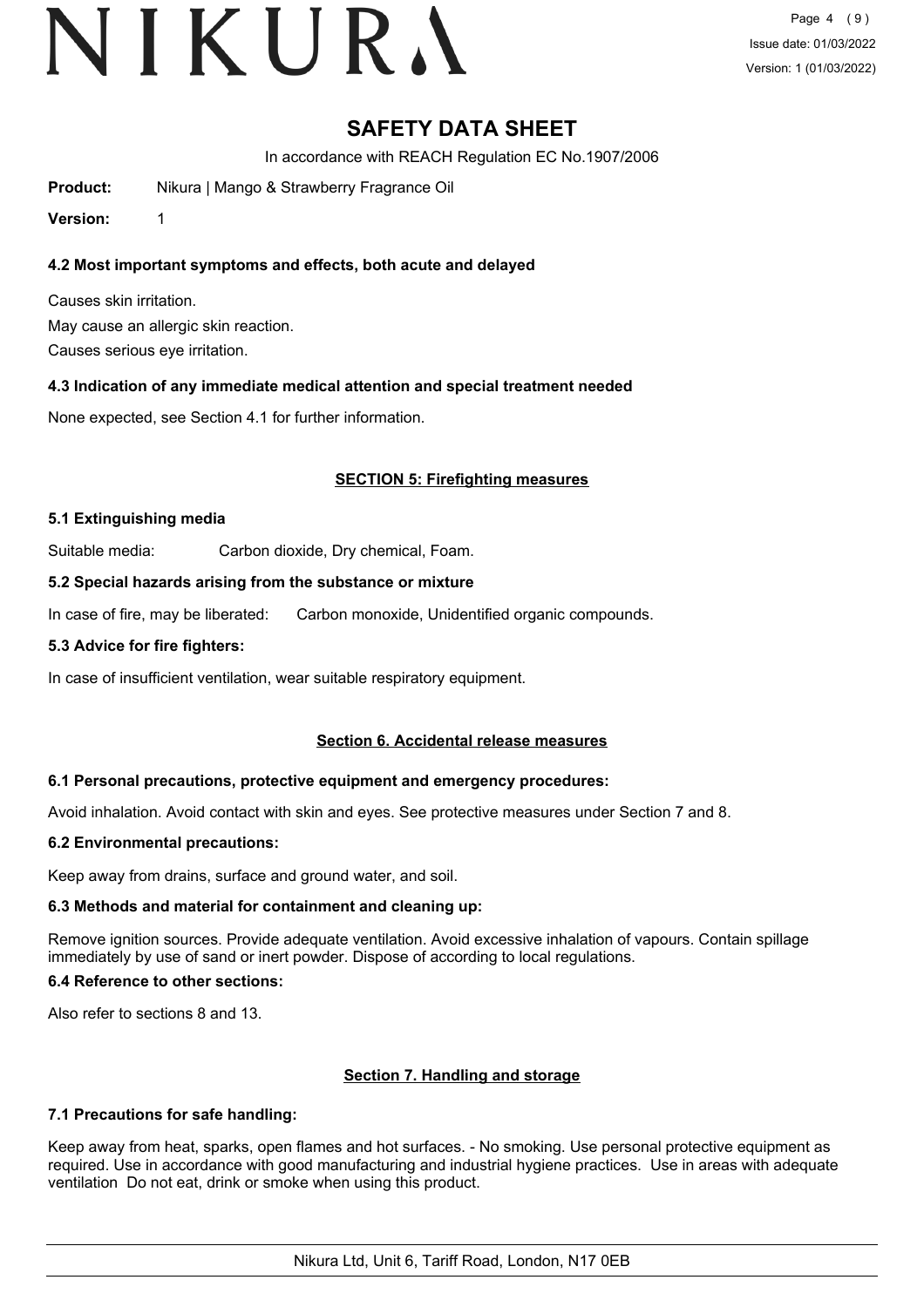### 4.2 Most important symptoms and effects, both acute and delayed

Causes skin irritation.

May cause an allergic skin reaction.

Causes serious eye irritation.

### 4.3 Indication of any immediate medical attention and special treatment needed

None expected, see Section 4.1 for further information.

## SECTION 5: Firefighting measures

### 5.1 Extinguishing media

Suitable media: Carbon dioxide, Dry chemical, Foam.

### 5.2 Special hazards arising from the substance or mixture

In case of fire, may be liberated: Carbon monoxide, Unidentified organic compounds.

### 5.3 Advice for fire fighters:

In case of insufficient ventilation, wear suitable respiratory equipment.

## Section 6. Accidental release measures

### 6.1 Personal precautions, protective equipment and emergency procedures:

Avoid inhalation. Avoid contact with skin and eyes. See protective measures under Section 7 and 8.

### 6.2 Environmental precautions:

Keep away from drains, surface and ground water, and soil.

### 6.3 Methods and material for containment and cleaning up:

Remove ignition sources. Provide adequate ventilation. Avoid excessive inhalation of vapours. Contain spillage immediately by use of sand or inert powder. Dispose of according to local regulations.

### 6.4 Reference to other sections:

Also refer to sections 8 and 13.

## Section 7. Handling and storage

### 7.1 Precautions for safe handling:

Keep away from heat, sparks, open flames and hot surfaces. - No smoking. Use personal protective equipment as required. Use in accordance with good manufacturing and industrial hygiene practices. Use in areas with adequate ventilation Do not eat, drink or smoke when using this product.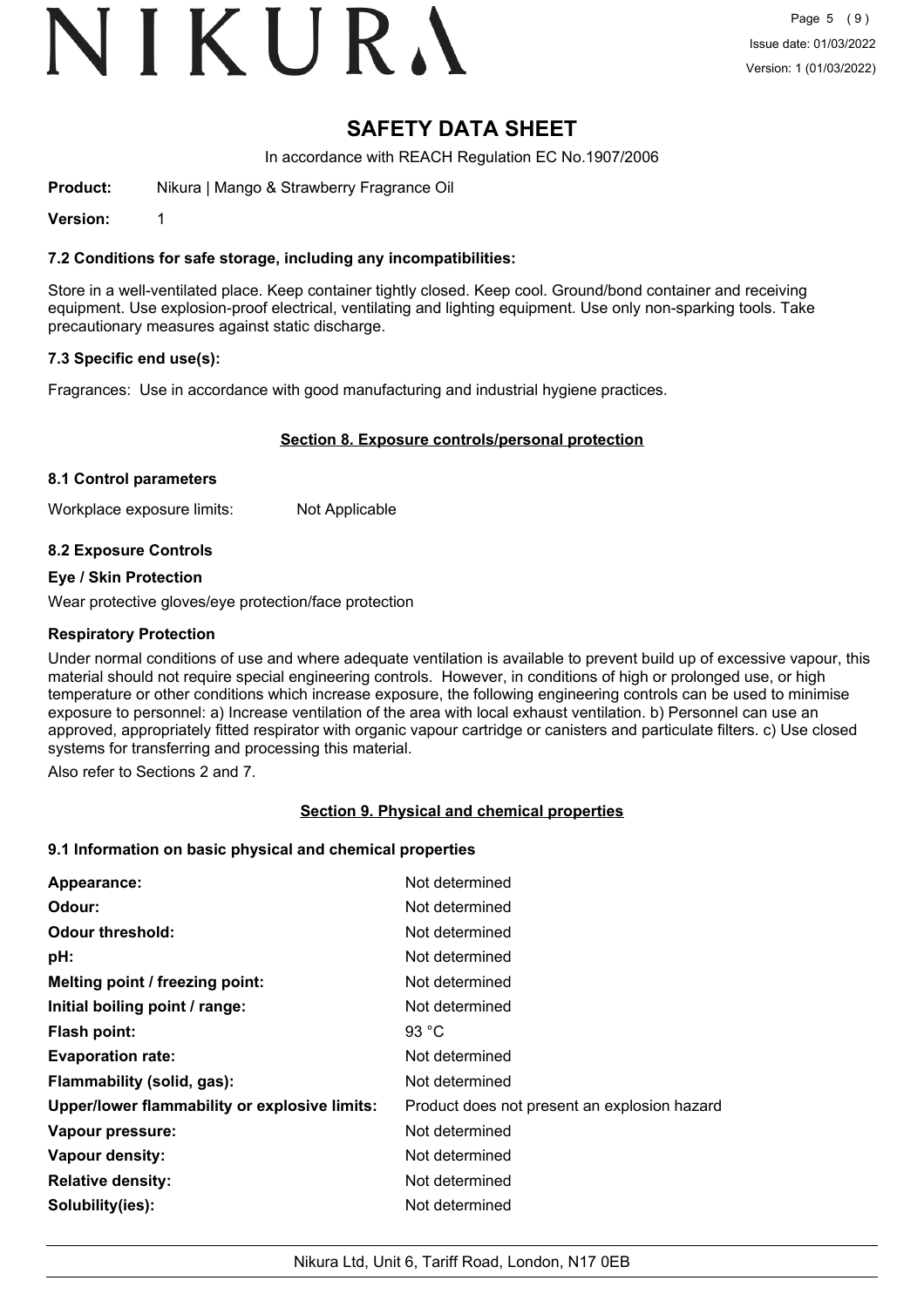## SAFETY DATA SHEET

In accordance with REACH Regulation EC No.1907/2006

**Product:** Nikura | Mango & Strawberry Fragrance Oil

**Version:** 1

### 7.2 Conditions for safe storage, including any incompatibilities:

Store in a well-ventilated place. Keep container tightly closed. Keep cool. Ground/bond container and receiving equipment. Use explosion-proof electrical, ventilating and lighting equipment. Use only non-sparking tools. Take precautionary measures against static discharge.

### 7.3 Specific end use(s):

Fragrances: Use in accordance with good manufacturing and industrial hygiene practices.

## Section 8. Exposure controls/personal protection

### 8.1 Control parameters

Workplace exposure limits: Not Applicable

### 8.2 Exposure Controls

**Eye / Skin Protection**

Wear protective gloves/eye protection/face protection

**Respiratory Protection**

Under normal conditions of use and where adequate ventilation is available to prevent build up of excessive vapour, this material should not require special engineering controls. However, in conditions of high or prolonged use, or high temperature or other conditions which increase exposure, the following engineering controls can be used to minimise exposure to personnel: a) Increase ventilation of the area with local exhaust ventilation. b) Personnel can use an approved, appropriately fitted respirator with organic vapour cartridge or canisters and particulate filters. c) Use closed systems for transferring and processing this material.

Also refer to Sections 2 and 7.

## Section 9. Physical and chemical properties

### 9.1 Information on basic physical and chemical properties

| | |
|---|---|
| **Appearance:** | Not determined |
| **Odour:** | Not determined |
| **Odour threshold:** | Not determined |
| **pH:** | Not determined |
| **Melting point / freezing point:** | Not determined |
| **Initial boiling point / range:** | Not determined |
| **Flash point:** | 93 °C |
| **Evaporation rate:** | Not determined |
| **Flammability (solid, gas):** | Not determined |
| **Upper/lower flammability or explosive limits:** | Product does not present an explosion hazard |
| **Vapour pressure:** | Not determined |
| **Vapour density:** | Not determined |
| **Relative density:** | Not determined |
| **Solubility(ies):** | Not determined |

Nikura Ltd, Unit 6, Tariff Road, London, N17 0EB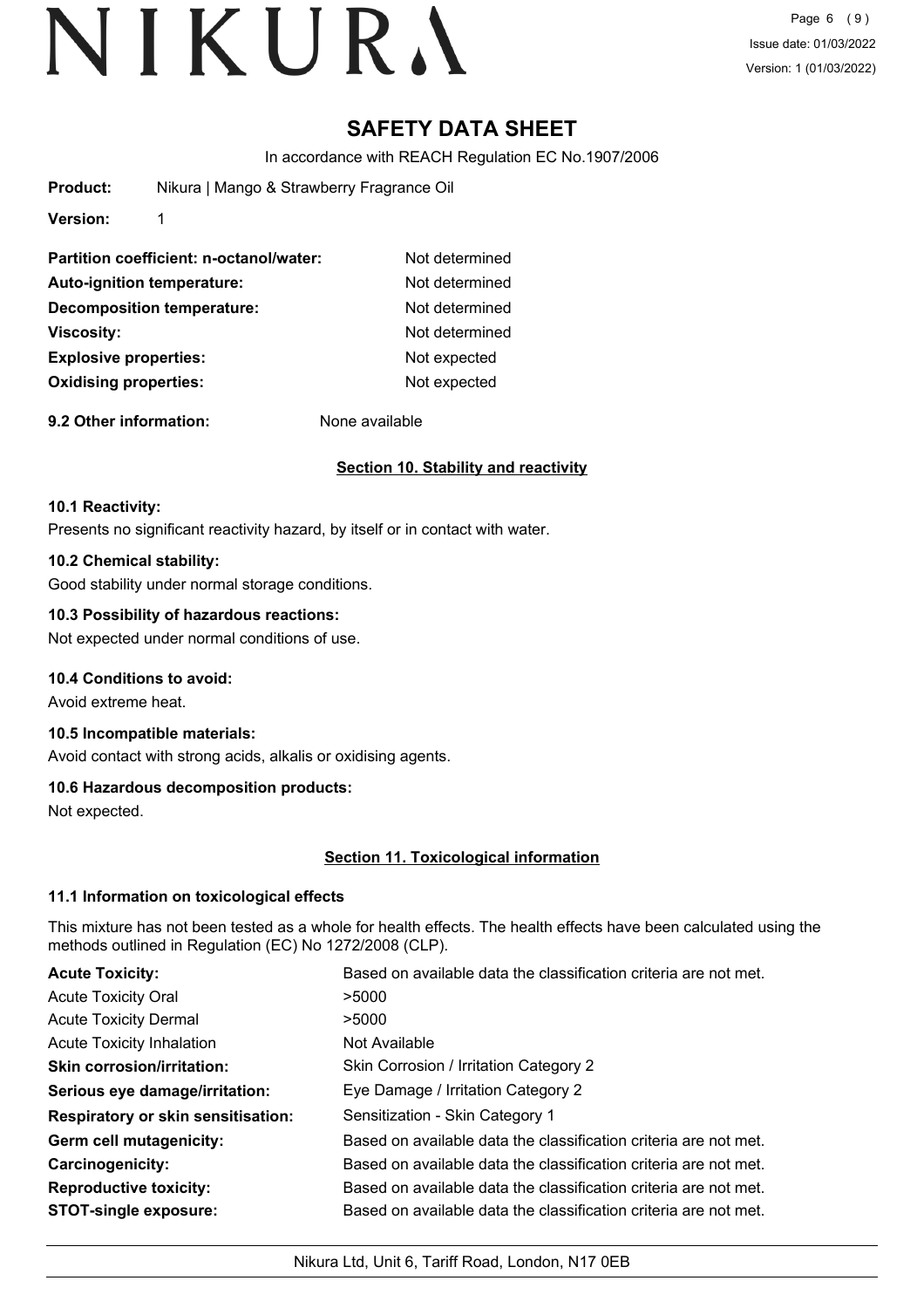# SAFETY DATA SHEET

In accordance with REACH Regulation EC No.1907/2006

**Product:** Nikura | Mango & Strawberry Fragrance Oil

**Version:** 1

| | |
|---|---|
| **Partition coefficient: n-octanol/water:** | Not determined |
| **Auto-ignition temperature:** | Not determined |
| **Decomposition temperature:** | Not determined |
| **Viscosity:** | Not determined |
| **Explosive properties:** | Not expected |
| **Oxidising properties:** | Not expected |

**9.2 Other information:** None available

## Section 10. Stability and reactivity

### 10.1 Reactivity:

Presents no significant reactivity hazard, by itself or in contact with water.

### 10.2 Chemical stability:

Good stability under normal storage conditions.

### 10.3 Possibility of hazardous reactions:

Not expected under normal conditions of use.

### 10.4 Conditions to avoid:

Avoid extreme heat.

### 10.5 Incompatible materials:

Avoid contact with strong acids, alkalis or oxidising agents.

### 10.6 Hazardous decomposition products:

Not expected.

## Section 11. Toxicological information

### 11.1 Information on toxicological effects

This mixture has not been tested as a whole for health effects. The health effects have been calculated using the methods outlined in Regulation (EC) No 1272/2008 (CLP).

| | |
|---|---|
| **Acute Toxicity:** | Based on available data the classification criteria are not met. |
| Acute Toxicity Oral | >5000 |
| Acute Toxicity Dermal | >5000 |
| Acute Toxicity Inhalation | Not Available |
| **Skin corrosion/irritation:** | Skin Corrosion / Irritation Category 2 |
| **Serious eye damage/irritation:** | Eye Damage / Irritation Category 2 |
| **Respiratory or skin sensitisation:** | Sensitization - Skin Category 1 |
| **Germ cell mutagenicity:** | Based on available data the classification criteria are not met. |
| **Carcinogenicity:** | Based on available data the classification criteria are not met. |
| **Reproductive toxicity:** | Based on available data the classification criteria are not met. |
| **STOT-single exposure:** | Based on available data the classification criteria are not met. |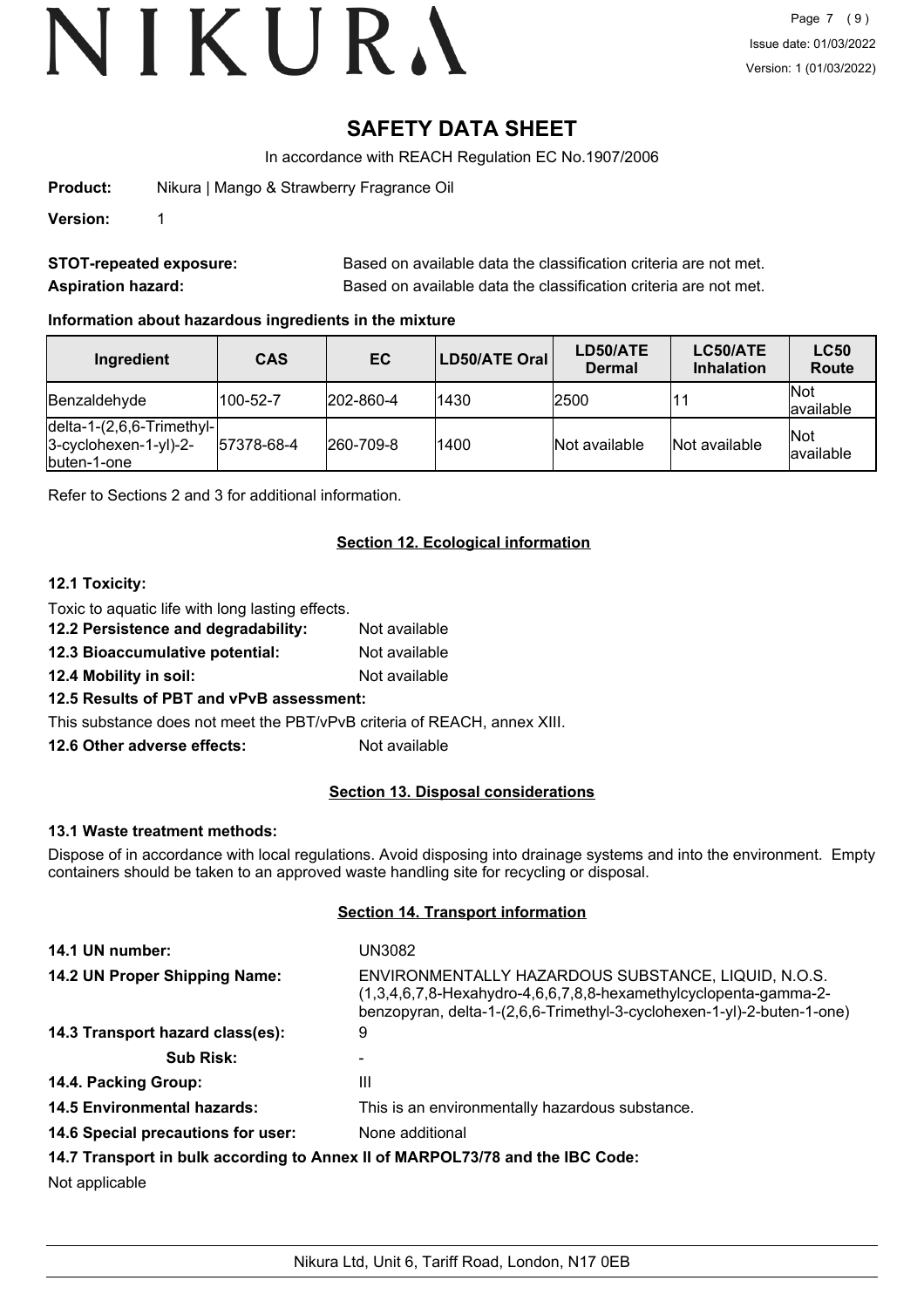# SAFETY DATA SHEET

In accordance with REACH Regulation EC No.1907/2006

**Product:** Nikura | Mango & Strawberry Fragrance Oil

**Version:** 1

**STOT-repeated exposure:** Based on available data the classification criteria are not met.

**Aspiration hazard:** Based on available data the classification criteria are not met.

### Information about hazardous ingredients in the mixture

| Ingredient | CAS | EC | LD50/ATE Oral | LD50/ATE Dermal | LC50/ATE Inhalation | LC50 Route |
|---|---|---|---|---|---|---|
| Benzaldehyde | 100-52-7 | 202-860-4 | 1430 | 2500 | 11 | Not available |
| delta-1-(2,6,6-Trimethyl-3-cyclohexen-1-yl)-2-buten-1-one | 57378-68-4 | 260-709-8 | 1400 | Not available | Not available | Not available |

Refer to Sections 2 and 3 for additional information.

## Section 12. Ecological information

### 12.1 Toxicity:

Toxic to aquatic life with long lasting effects.

**12.2 Persistence and degradability:** Not available

**12.3 Bioaccumulative potential:** Not available

**12.4 Mobility in soil:** Not available

**12.5 Results of PBT and vPvB assessment:**

This substance does not meet the PBT/vPvB criteria of REACH, annex XIII.

**12.6 Other adverse effects:** Not available

## Section 13. Disposal considerations

### 13.1 Waste treatment methods:

Dispose of in accordance with local regulations. Avoid disposing into drainage systems and into the environment. Empty containers should be taken to an approved waste handling site for recycling or disposal.

## Section 14. Transport information

**14.1 UN number:** UN3082

**14.2 UN Proper Shipping Name:** ENVIRONMENTALLY HAZARDOUS SUBSTANCE, LIQUID, N.O.S. (1,3,4,6,7,8-Hexahydro-4,6,6,7,8,8-hexamethylcyclopenta-gamma-2-benzopyran, delta-1-(2,6,6-Trimethyl-3-cyclohexen-1-yl)-2-buten-1-one)

**14.3 Transport hazard class(es):** 9

**Sub Risk:** -

**14.4. Packing Group:** III

**14.5 Environmental hazards:** This is an environmentally hazardous substance.

**14.6 Special precautions for user:** None additional

**14.7 Transport in bulk according to Annex II of MARPOL73/78 and the IBC Code:**

Not applicable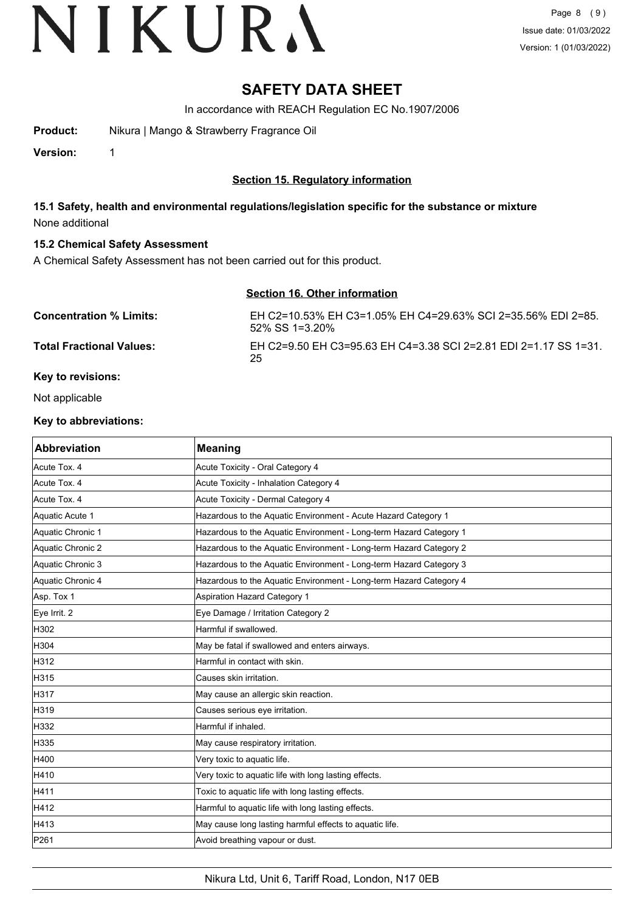# SAFETY DATA SHEET

In accordance with REACH Regulation EC No.1907/2006

**Product:** Nikura | Mango & Strawberry Fragrance Oil

**Version:** 1

## Section 15. Regulatory information

### 15.1 Safety, health and environmental regulations/legislation specific for the substance or mixture

None additional

### 15.2 Chemical Safety Assessment

A Chemical Safety Assessment has not been carried out for this product.

## Section 16. Other information

**Concentration % Limits:** EH C2=10.53% EH C3=1.05% EH C4=29.63% SCI 2=35.56% EDI 2=85.52% SS 1=3.20%

**Total Fractional Values:** EH C2=9.50 EH C3=95.63 EH C4=3.38 SCI 2=2.81 EDI 2=1.17 SS 1=31.25

**Key to revisions:**

Not applicable

**Key to abbreviations:**

| Abbreviation | Meaning |
|---|---|
| Acute Tox. 4 | Acute Toxicity - Oral Category 4 |
| Acute Tox. 4 | Acute Toxicity - Inhalation Category 4 |
| Acute Tox. 4 | Acute Toxicity - Dermal Category 4 |
| Aquatic Acute 1 | Hazardous to the Aquatic Environment - Acute Hazard Category 1 |
| Aquatic Chronic 1 | Hazardous to the Aquatic Environment - Long-term Hazard Category 1 |
| Aquatic Chronic 2 | Hazardous to the Aquatic Environment - Long-term Hazard Category 2 |
| Aquatic Chronic 3 | Hazardous to the Aquatic Environment - Long-term Hazard Category 3 |
| Aquatic Chronic 4 | Hazardous to the Aquatic Environment - Long-term Hazard Category 4 |
| Asp. Tox 1 | Aspiration Hazard Category 1 |
| Eye Irrit. 2 | Eye Damage / Irritation Category 2 |
| H302 | Harmful if swallowed. |
| H304 | May be fatal if swallowed and enters airways. |
| H312 | Harmful in contact with skin. |
| H315 | Causes skin irritation. |
| H317 | May cause an allergic skin reaction. |
| H319 | Causes serious eye irritation. |
| H332 | Harmful if inhaled. |
| H335 | May cause respiratory irritation. |
| H400 | Very toxic to aquatic life. |
| H410 | Very toxic to aquatic life with long lasting effects. |
| H411 | Toxic to aquatic life with long lasting effects. |
| H412 | Harmful to aquatic life with long lasting effects. |
| H413 | May cause long lasting harmful effects to aquatic life. |
| P261 | Avoid breathing vapour or dust. |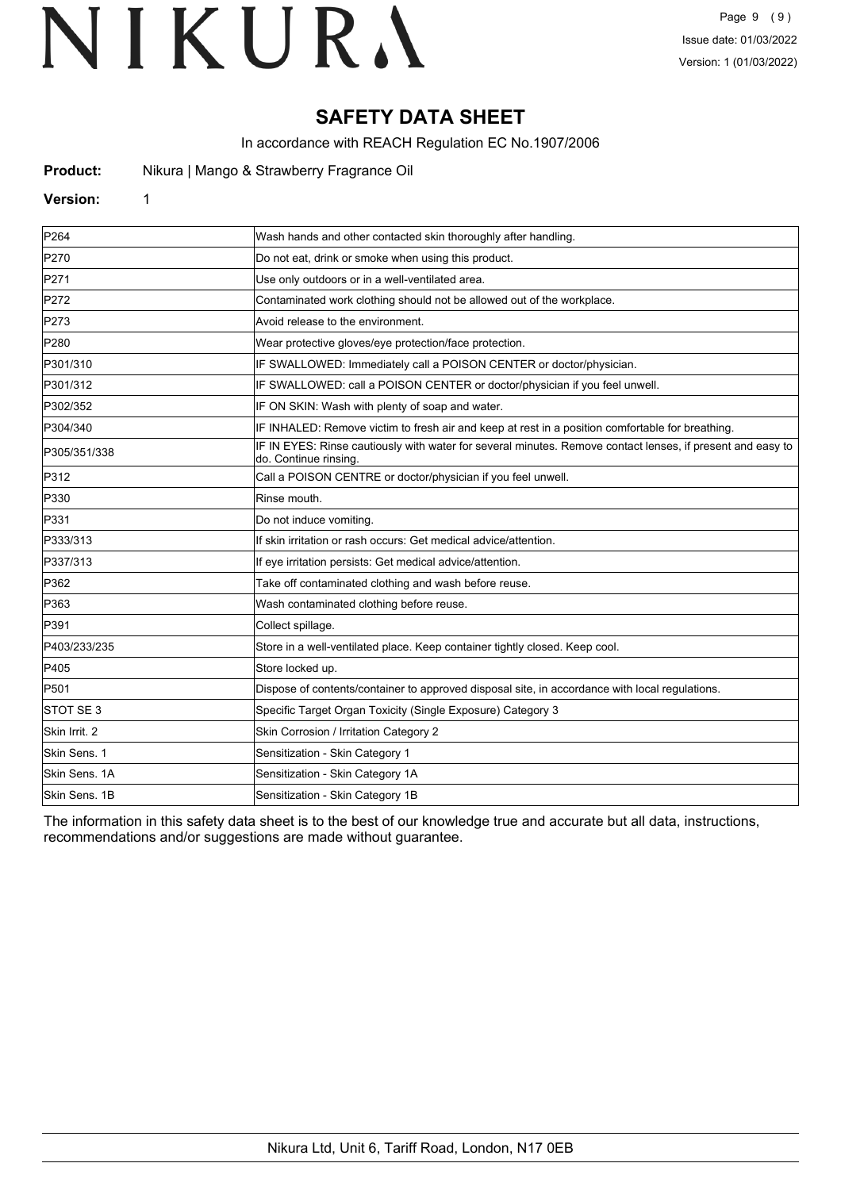# SAFETY DATA SHEET

In accordance with REACH Regulation EC No.1907/2006

**Product:** Nikura | Mango & Strawberry Fragrance Oil

**Version:** 1

| | |
|---|---|
| P264 | Wash hands and other contacted skin thoroughly after handling. |
| P270 | Do not eat, drink or smoke when using this product. |
| P271 | Use only outdoors or in a well-ventilated area. |
| P272 | Contaminated work clothing should not be allowed out of the workplace. |
| P273 | Avoid release to the environment. |
| P280 | Wear protective gloves/eye protection/face protection. |
| P301/310 | IF SWALLOWED: Immediately call a POISON CENTER or doctor/physician. |
| P301/312 | IF SWALLOWED: call a POISON CENTER or doctor/physician if you feel unwell. |
| P302/352 | IF ON SKIN: Wash with plenty of soap and water. |
| P304/340 | IF INHALED: Remove victim to fresh air and keep at rest in a position comfortable for breathing. |
| P305/351/338 | IF IN EYES: Rinse cautiously with water for several minutes. Remove contact lenses, if present and easy to do. Continue rinsing. |
| P312 | Call a POISON CENTRE or doctor/physician if you feel unwell. |
| P330 | Rinse mouth. |
| P331 | Do not induce vomiting. |
| P333/313 | If skin irritation or rash occurs: Get medical advice/attention. |
| P337/313 | If eye irritation persists: Get medical advice/attention. |
| P362 | Take off contaminated clothing and wash before reuse. |
| P363 | Wash contaminated clothing before reuse. |
| P391 | Collect spillage. |
| P403/233/235 | Store in a well-ventilated place. Keep container tightly closed. Keep cool. |
| P405 | Store locked up. |
| P501 | Dispose of contents/container to approved disposal site, in accordance with local regulations. |
| STOT SE 3 | Specific Target Organ Toxicity (Single Exposure) Category 3 |
| Skin Irrit. 2 | Skin Corrosion / Irritation Category 2 |
| Skin Sens. 1 | Sensitization - Skin Category 1 |
| Skin Sens. 1A | Sensitization - Skin Category 1A |
| Skin Sens. 1B | Sensitization - Skin Category 1B |

The information in this safety data sheet is to the best of our knowledge true and accurate but all data, instructions, recommendations and/or suggestions are made without guarantee.